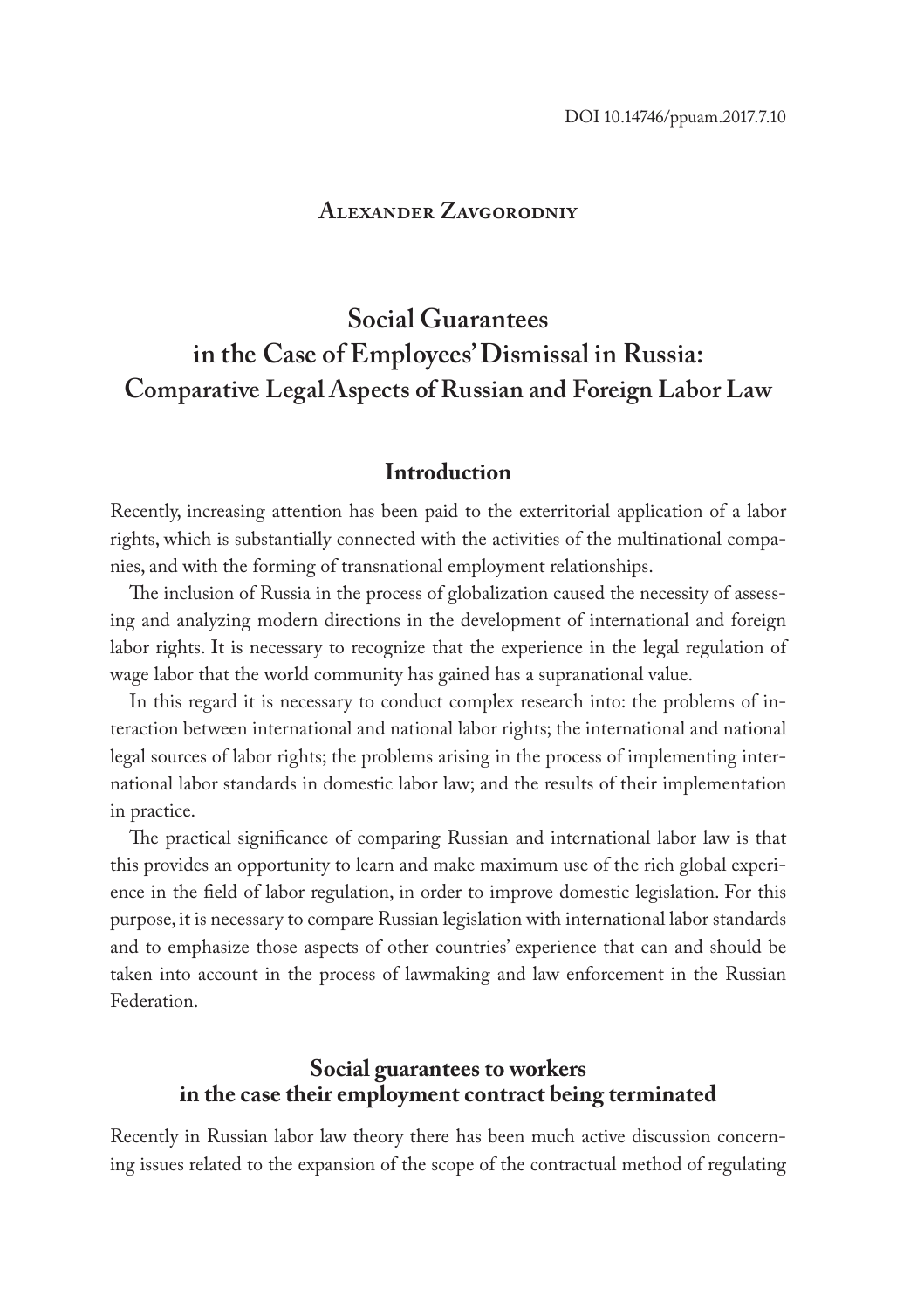DOI 10.14746/ppuam.2017.7.10

Alexander Zavgorodniy

# Social Guarantees in the Case of Employees' Dismissal in Russia: Comparative Legal Aspects of Russian and Foreign Labor Law

## Introduction

Recently, increasing attention has been paid to the exterritorial application of a labor rights, which is substantially connected with the activities of the multinational companies, and with the forming of transnational employment relationships.

The inclusion of Russia in the process of globalization caused the necessity of assessing and analyzing modern directions in the development of international and foreign labor rights. It is necessary to recognize that the experience in the legal regulation of wage labor that the world community has gained has a supranational value.

In this regard it is necessary to conduct complex research into: the problems of interaction between international and national labor rights; the international and national legal sources of labor rights; the problems arising in the process of implementing international labor standards in domestic labor law; and the results of their implementation in practice.

The practical significance of comparing Russian and international labor law is that this provides an opportunity to learn and make maximum use of the rich global experience in the field of labor regulation, in order to improve domestic legislation. For this purpose, it is necessary to compare Russian legislation with international labor standards and to emphasize those aspects of other countries' experience that can and should be taken into account in the process of lawmaking and law enforcement in the Russian Federation.

## Social guarantees to workers in the case their employment contract being terminated

Recently in Russian labor law theory there has been much active discussion concerning issues related to the expansion of the scope of the contractual method of regulating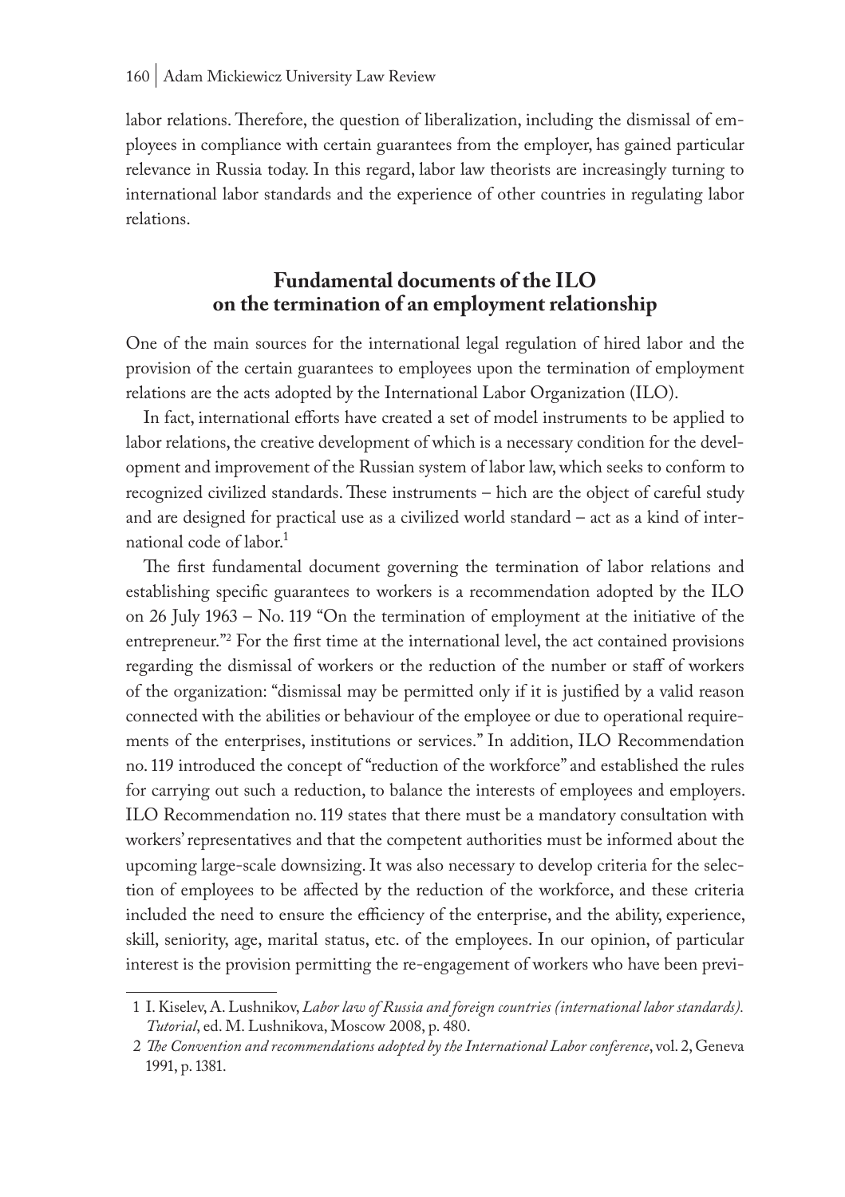labor relations. Therefore, the question of liberalization, including the dismissal of employees in compliance with certain guarantees from the employer, has gained particular relevance in Russia today. In this regard, labor law theorists are increasingly turning to international labor standards and the experience of other countries in regulating labor relations.

## Fundamental documents of the ILO on the termination of an employment relationship

One of the main sources for the international legal regulation of hired labor and the provision of the certain guarantees to employees upon the termination of employment relations are the acts adopted by the International Labor Organization (ILO).

In fact, international efforts have created a set of model instruments to be applied to labor relations, the creative development of which is a necessary condition for the development and improvement of the Russian system of labor law, which seeks to conform to recognized civilized standards. These instruments – hich are the object of careful study and are designed for practical use as a civilized world standard – act as a kind of international code of labor.[1]

The first fundamental document governing the termination of labor relations and establishing specific guarantees to workers is a recommendation adopted by the ILO on 26 July 1963 – No. 119 "On the termination of employment at the initiative of the entrepreneur."[2] For the first time at the international level, the act contained provisions regarding the dismissal of workers or the reduction of the number or staff of workers of the organization: "dismissal may be permitted only if it is justified by a valid reason connected with the abilities or behaviour of the employee or due to operational requirements of the enterprises, institutions or services." In addition, ILO Recommendation no. 119 introduced the concept of "reduction of the workforce" and established the rules for carrying out such a reduction, to balance the interests of employees and employers. ILO Recommendation no. 119 states that there must be a mandatory consultation with workers' representatives and that the competent authorities must be informed about the upcoming large-scale downsizing. It was also necessary to develop criteria for the selection of employees to be affected by the reduction of the workforce, and these criteria included the need to ensure the efficiency of the enterprise, and the ability, experience, skill, seniority, age, marital status, etc. of the employees. In our opinion, of particular interest is the provision permitting the re-engagement of workers who have been previ-

1 I. Kiselev, A. Lushnikov, *Labor law of Russia and foreign countries (international labor standards). Tutorial*, ed. M. Lushnikova, Moscow 2008, p. 480.

2 *The Convention and recommendations adopted by the International Labor conference*, vol. 2, Geneva 1991, p. 1381.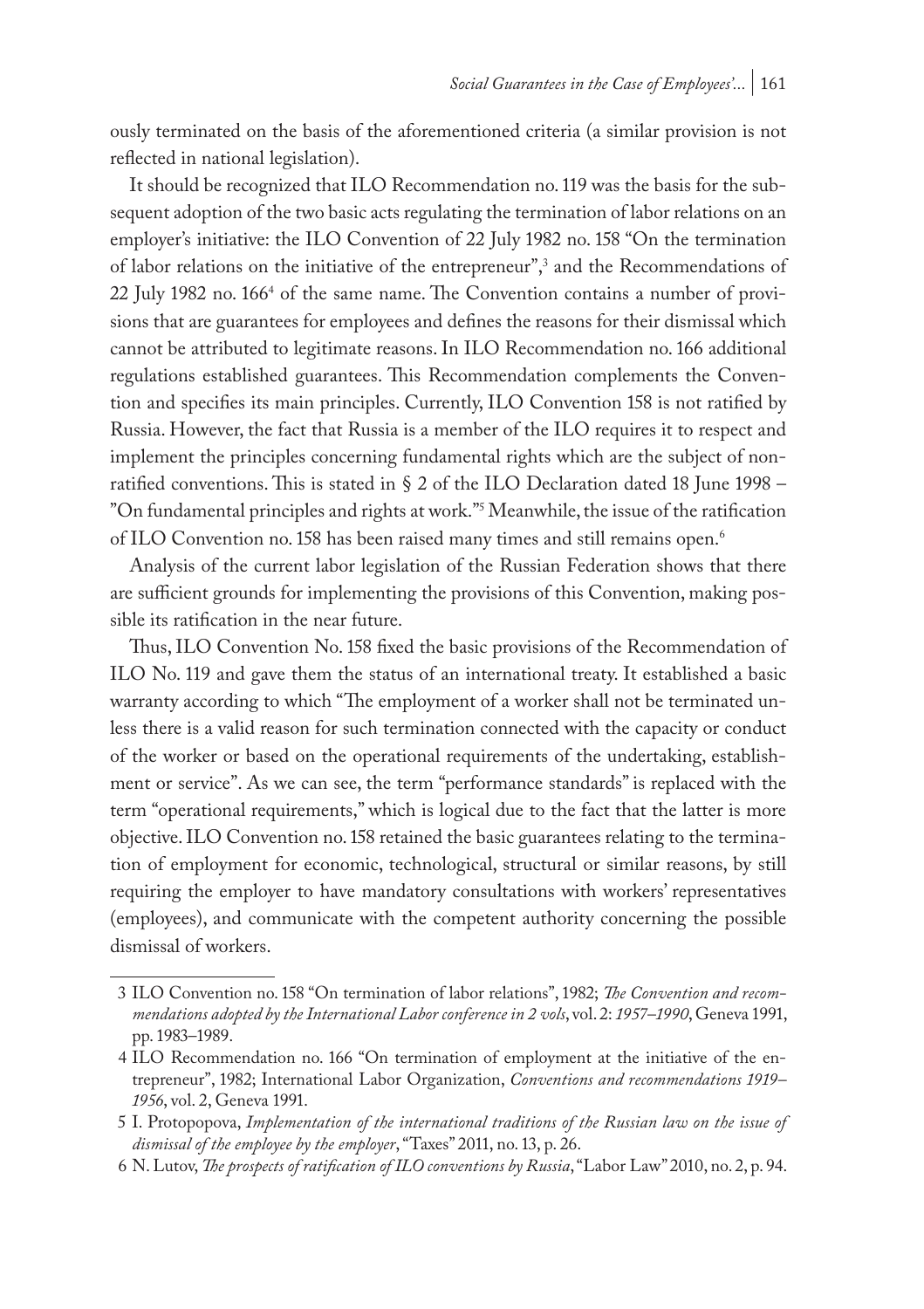ously terminated on the basis of the aforementioned criteria (a similar provision is not reflected in national legislation).

It should be recognized that ILO Recommendation no. 119 was the basis for the subsequent adoption of the two basic acts regulating the termination of labor relations on an employer's initiative: the ILO Convention of 22 July 1982 no. 158 "On the termination of labor relations on the initiative of the entrepreneur",[3] and the Recommendations of 22 July 1982 no. 166[4] of the same name. The Convention contains a number of provisions that are guarantees for employees and defines the reasons for their dismissal which cannot be attributed to legitimate reasons. In ILO Recommendation no. 166 additional regulations established guarantees. This Recommendation complements the Convention and specifies its main principles. Currently, ILO Convention 158 is not ratified by Russia. However, the fact that Russia is a member of the ILO requires it to respect and implement the principles concerning fundamental rights which are the subject of non-ratified conventions. This is stated in § 2 of the ILO Declaration dated 18 June 1998 – "On fundamental principles and rights at work."[5] Meanwhile, the issue of the ratification of ILO Convention no. 158 has been raised many times and still remains open.[6]

Analysis of the current labor legislation of the Russian Federation shows that there are sufficient grounds for implementing the provisions of this Convention, making possible its ratification in the near future.

Thus, ILO Convention No. 158 fixed the basic provisions of the Recommendation of ILO No. 119 and gave them the status of an international treaty. It established a basic warranty according to which "The employment of a worker shall not be terminated unless there is a valid reason for such termination connected with the capacity or conduct of the worker or based on the operational requirements of the undertaking, establishment or service". As we can see, the term "performance standards" is replaced with the term "operational requirements," which is logical due to the fact that the latter is more objective. ILO Convention no. 158 retained the basic guarantees relating to the termination of employment for economic, technological, structural or similar reasons, by still requiring the employer to have mandatory consultations with workers' representatives (employees), and communicate with the competent authority concerning the possible dismissal of workers.

---

3 ILO Convention no. 158 "On termination of labor relations", 1982; *The Convention and recommendations adopted by the International Labor conference in 2 vols*, vol. 2: *1957–1990*, Geneva 1991, pp. 1983–1989.

4 ILO Recommendation no. 166 "On termination of employment at the initiative of the entrepreneur", 1982; International Labor Organization, *Conventions and recommendations 1919–1956*, vol. 2, Geneva 1991.

5 I. Protopopova, *Implementation of the international traditions of the Russian law on the issue of dismissal of the employee by the employer*, "Taxes" 2011, no. 13, p. 26.

6 N. Lutov, *The prospects of ratification of ILO conventions by Russia*, "Labor Law" 2010, no. 2, p. 94.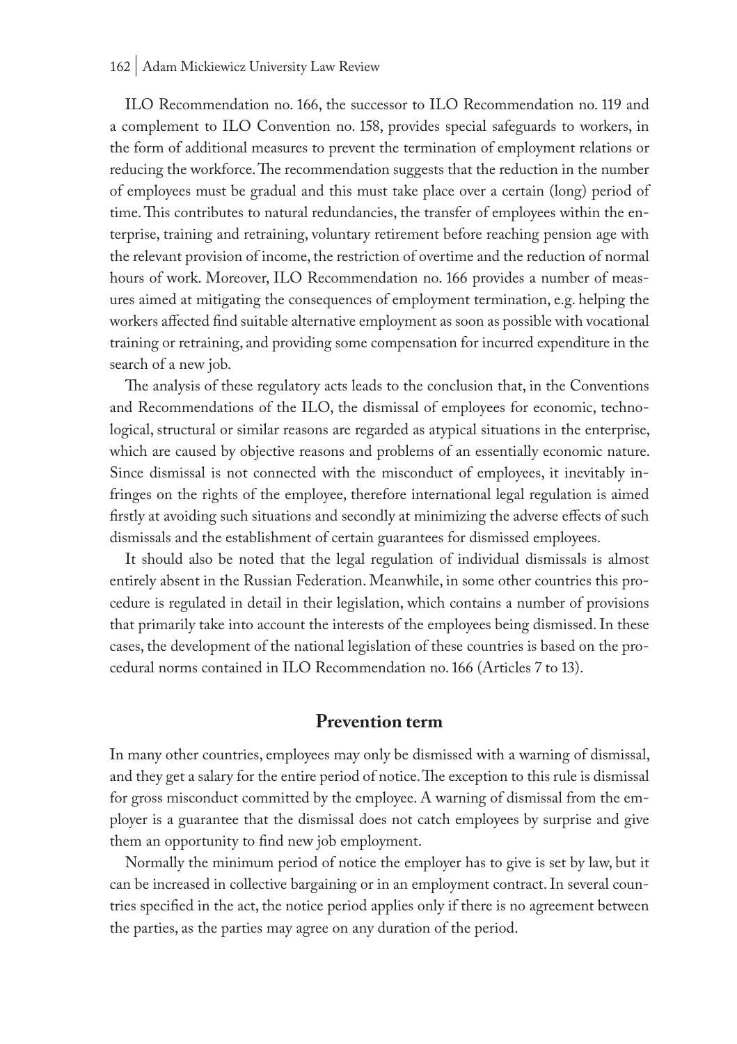ILO Recommendation no. 166, the successor to ILO Recommendation no. 119 and a complement to ILO Convention no. 158, provides special safeguards to workers, in the form of additional measures to prevent the termination of employment relations or reducing the workforce. The recommendation suggests that the reduction in the number of employees must be gradual and this must take place over a certain (long) period of time. This contributes to natural redundancies, the transfer of employees within the enterprise, training and retraining, voluntary retirement before reaching pension age with the relevant provision of income, the restriction of overtime and the reduction of normal hours of work. Moreover, ILO Recommendation no. 166 provides a number of measures aimed at mitigating the consequences of employment termination, e.g. helping the workers affected find suitable alternative employment as soon as possible with vocational training or retraining, and providing some compensation for incurred expenditure in the search of a new job.

The analysis of these regulatory acts leads to the conclusion that, in the Conventions and Recommendations of the ILO, the dismissal of employees for economic, technological, structural or similar reasons are regarded as atypical situations in the enterprise, which are caused by objective reasons and problems of an essentially economic nature. Since dismissal is not connected with the misconduct of employees, it inevitably infringes on the rights of the employee, therefore international legal regulation is aimed firstly at avoiding such situations and secondly at minimizing the adverse effects of such dismissals and the establishment of certain guarantees for dismissed employees.

It should also be noted that the legal regulation of individual dismissals is almost entirely absent in the Russian Federation. Meanwhile, in some other countries this procedure is regulated in detail in their legislation, which contains a number of provisions that primarily take into account the interests of the employees being dismissed. In these cases, the development of the national legislation of these countries is based on the procedural norms contained in ILO Recommendation no. 166 (Articles 7 to 13).

## Prevention term

In many other countries, employees may only be dismissed with a warning of dismissal, and they get a salary for the entire period of notice. The exception to this rule is dismissal for gross misconduct committed by the employee. A warning of dismissal from the employer is a guarantee that the dismissal does not catch employees by surprise and give them an opportunity to find new job employment.

Normally the minimum period of notice the employer has to give is set by law, but it can be increased in collective bargaining or in an employment contract. In several countries specified in the act, the notice period applies only if there is no agreement between the parties, as the parties may agree on any duration of the period.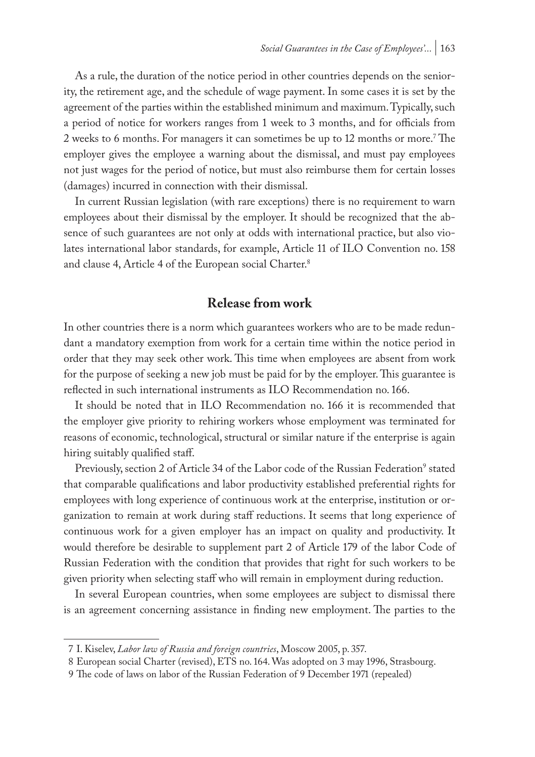As a rule, the duration of the notice period in other countries depends on the seniority, the retirement age, and the schedule of wage payment. In some cases it is set by the agreement of the parties within the established minimum and maximum. Typically, such a period of notice for workers ranges from 1 week to 3 months, and for officials from 2 weeks to 6 months. For managers it can sometimes be up to 12 months or more.[7] The employer gives the employee a warning about the dismissal, and must pay employees not just wages for the period of notice, but must also reimburse them for certain losses (damages) incurred in connection with their dismissal.

In current Russian legislation (with rare exceptions) there is no requirement to warn employees about their dismissal by the employer. It should be recognized that the absence of such guarantees are not only at odds with international practice, but also violates international labor standards, for example, Article 11 of ILO Convention no. 158 and clause 4, Article 4 of the European social Charter.[8]

## Release from work

In other countries there is a norm which guarantees workers who are to be made redundant a mandatory exemption from work for a certain time within the notice period in order that they may seek other work. This time when employees are absent from work for the purpose of seeking a new job must be paid for by the employer. This guarantee is reflected in such international instruments as ILO Recommendation no. 166.

It should be noted that in ILO Recommendation no. 166 it is recommended that the employer give priority to rehiring workers whose employment was terminated for reasons of economic, technological, structural or similar nature if the enterprise is again hiring suitably qualified staff.

Previously, section 2 of Article 34 of the Labor code of the Russian Federation[9] stated that comparable qualifications and labor productivity established preferential rights for employees with long experience of continuous work at the enterprise, institution or organization to remain at work during staff reductions. It seems that long experience of continuous work for a given employer has an impact on quality and productivity. It would therefore be desirable to supplement part 2 of Article 179 of the labor Code of Russian Federation with the condition that provides that right for such workers to be given priority when selecting staff who will remain in employment during reduction.

In several European countries, when some employees are subject to dismissal there is an agreement concerning assistance in finding new employment. The parties to the

7 I. Kiselev, *Labor law of Russia and foreign countries*, Moscow 2005, p. 357.

8 European social Charter (revised), ETS no. 164. Was adopted on 3 may 1996, Strasbourg.

9 The code of laws on labor of the Russian Federation of 9 December 1971 (repealed)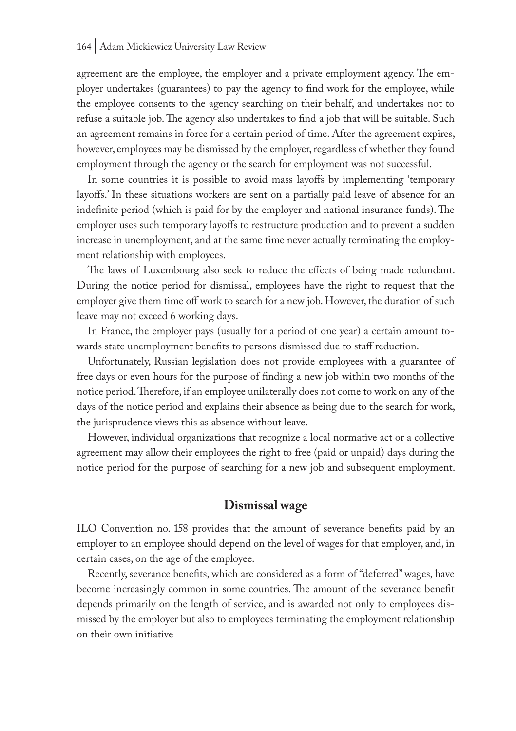agreement are the employee, the employer and a private employment agency. The employer undertakes (guarantees) to pay the agency to find work for the employee, while the employee consents to the agency searching on their behalf, and undertakes not to refuse a suitable job. The agency also undertakes to find a job that will be suitable. Such an agreement remains in force for a certain period of time. After the agreement expires, however, employees may be dismissed by the employer, regardless of whether they found employment through the agency or the search for employment was not successful.

In some countries it is possible to avoid mass layoffs by implementing 'temporary layoffs.' In these situations workers are sent on a partially paid leave of absence for an indefinite period (which is paid for by the employer and national insurance funds). The employer uses such temporary layoffs to restructure production and to prevent a sudden increase in unemployment, and at the same time never actually terminating the employment relationship with employees.

The laws of Luxembourg also seek to reduce the effects of being made redundant. During the notice period for dismissal, employees have the right to request that the employer give them time off work to search for a new job. However, the duration of such leave may not exceed 6 working days.

In France, the employer pays (usually for a period of one year) a certain amount towards state unemployment benefits to persons dismissed due to staff reduction.

Unfortunately, Russian legislation does not provide employees with a guarantee of free days or even hours for the purpose of finding a new job within two months of the notice period. Therefore, if an employee unilaterally does not come to work on any of the days of the notice period and explains their absence as being due to the search for work, the jurisprudence views this as absence without leave.

However, individual organizations that recognize a local normative act or a collective agreement may allow their employees the right to free (paid or unpaid) days during the notice period for the purpose of searching for a new job and subsequent employment.

## Dismissal wage

ILO Convention no. 158 provides that the amount of severance benefits paid by an employer to an employee should depend on the level of wages for that employer, and, in certain cases, on the age of the employee.

Recently, severance benefits, which are considered as a form of "deferred" wages, have become increasingly common in some countries. The amount of the severance benefit depends primarily on the length of service, and is awarded not only to employees dismissed by the employer but also to employees terminating the employment relationship on their own initiative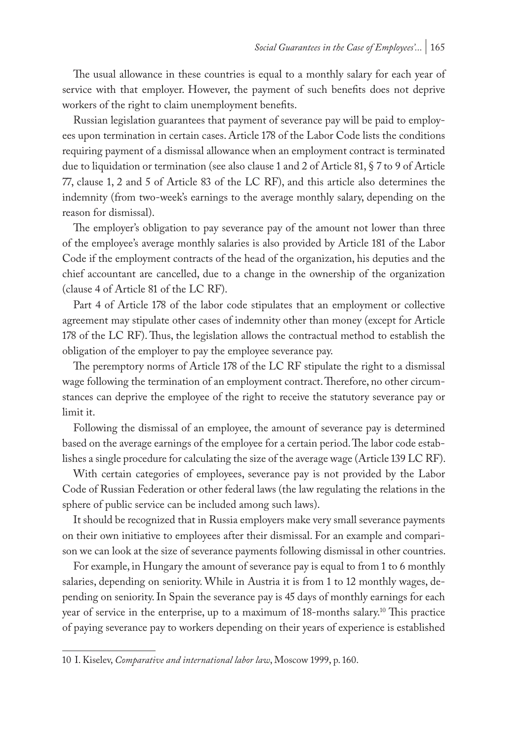The usual allowance in these countries is equal to a monthly salary for each year of service with that employer. However, the payment of such benefits does not deprive workers of the right to claim unemployment benefits.

Russian legislation guarantees that payment of severance pay will be paid to employees upon termination in certain cases. Article 178 of the Labor Code lists the conditions requiring payment of a dismissal allowance when an employment contract is terminated due to liquidation or termination (see also clause 1 and 2 of Article 81, § 7 to 9 of Article 77, clause 1, 2 and 5 of Article 83 of the LC RF), and this article also determines the indemnity (from two-week's earnings to the average monthly salary, depending on the reason for dismissal).

The employer's obligation to pay severance pay of the amount not lower than three of the employee's average monthly salaries is also provided by Article 181 of the Labor Code if the employment contracts of the head of the organization, his deputies and the chief accountant are cancelled, due to a change in the ownership of the organization (clause 4 of Article 81 of the LC RF).

Part 4 of Article 178 of the labor code stipulates that an employment or collective agreement may stipulate other cases of indemnity other than money (except for Article 178 of the LC RF). Thus, the legislation allows the contractual method to establish the obligation of the employer to pay the employee severance pay.

The peremptory norms of Article 178 of the LC RF stipulate the right to a dismissal wage following the termination of an employment contract. Therefore, no other circumstances can deprive the employee of the right to receive the statutory severance pay or limit it.

Following the dismissal of an employee, the amount of severance pay is determined based on the average earnings of the employee for a certain period. The labor code establishes a single procedure for calculating the size of the average wage (Article 139 LC RF).

With certain categories of employees, severance pay is not provided by the Labor Code of Russian Federation or other federal laws (the law regulating the relations in the sphere of public service can be included among such laws).

It should be recognized that in Russia employers make very small severance payments on their own initiative to employees after their dismissal. For an example and comparison we can look at the size of severance payments following dismissal in other countries.

For example, in Hungary the amount of severance pay is equal to from 1 to 6 monthly salaries, depending on seniority. While in Austria it is from 1 to 12 monthly wages, depending on seniority. In Spain the severance pay is 45 days of monthly earnings for each year of service in the enterprise, up to a maximum of 18-months salary.[10] This practice of paying severance pay to workers depending on their years of experience is established

---

10 I. Kiselev, *Comparative and international labor law*, Moscow 1999, p. 160.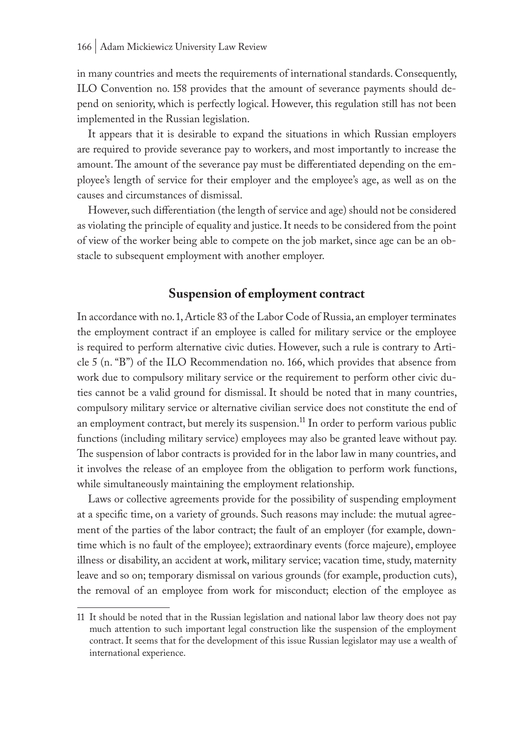in many countries and meets the requirements of international standards. Consequently, ILO Convention no. 158 provides that the amount of severance payments should depend on seniority, which is perfectly logical. However, this regulation still has not been implemented in the Russian legislation.

It appears that it is desirable to expand the situations in which Russian employers are required to provide severance pay to workers, and most importantly to increase the amount. The amount of the severance pay must be differentiated depending on the employee's length of service for their employer and the employee's age, as well as on the causes and circumstances of dismissal.

However, such differentiation (the length of service and age) should not be considered as violating the principle of equality and justice. It needs to be considered from the point of view of the worker being able to compete on the job market, since age can be an obstacle to subsequent employment with another employer.

## Suspension of employment contract

In accordance with no. 1, Article 83 of the Labor Code of Russia, an employer terminates the employment contract if an employee is called for military service or the employee is required to perform alternative civic duties. However, such a rule is contrary to Article 5 (n. "B") of the ILO Recommendation no. 166, which provides that absence from work due to compulsory military service or the requirement to perform other civic duties cannot be a valid ground for dismissal. It should be noted that in many countries, compulsory military service or alternative civilian service does not constitute the end of an employment contract, but merely its suspension.[11] In order to perform various public functions (including military service) employees may also be granted leave without pay. The suspension of labor contracts is provided for in the labor law in many countries, and it involves the release of an employee from the obligation to perform work functions, while simultaneously maintaining the employment relationship.

Laws or collective agreements provide for the possibility of suspending employment at a specific time, on a variety of grounds. Such reasons may include: the mutual agreement of the parties of the labor contract; the fault of an employer (for example, downtime which is no fault of the employee); extraordinary events (force majeure), employee illness or disability, an accident at work, military service; vacation time, study, maternity leave and so on; temporary dismissal on various grounds (for example, production cuts), the removal of an employee from work for misconduct; election of the employee as

---

11 It should be noted that in the Russian legislation and national labor law theory does not pay much attention to such important legal construction like the suspension of the employment contract. It seems that for the development of this issue Russian legislator may use a wealth of international experience.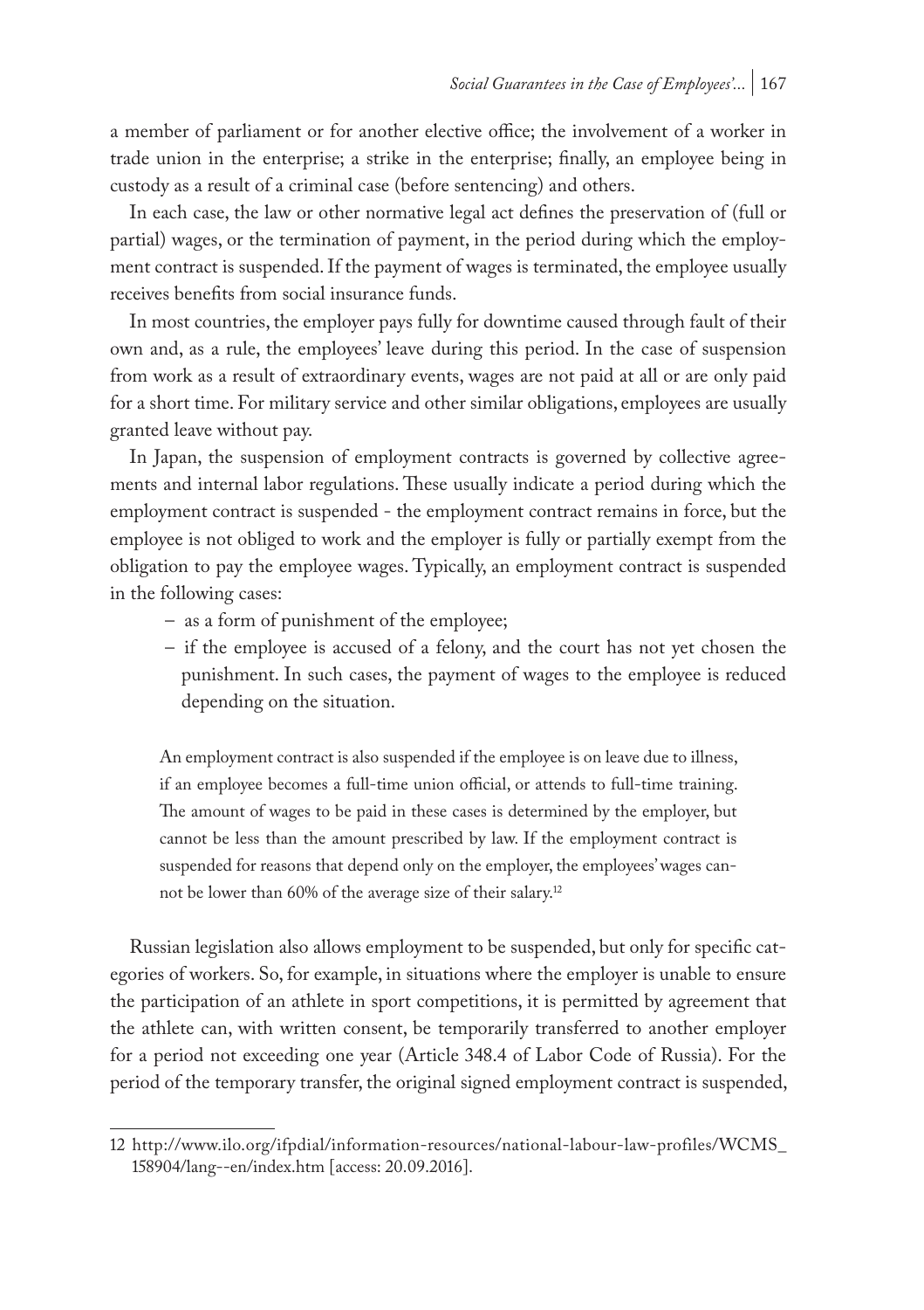a member of parliament or for another elective office; the involvement of a worker in trade union in the enterprise; a strike in the enterprise; finally, an employee being in custody as a result of a criminal case (before sentencing) and others.

In each case, the law or other normative legal act defines the preservation of (full or partial) wages, or the termination of payment, in the period during which the employment contract is suspended. If the payment of wages is terminated, the employee usually receives benefits from social insurance funds.

In most countries, the employer pays fully for downtime caused through fault of their own and, as a rule, the employees' leave during this period. In the case of suspension from work as a result of extraordinary events, wages are not paid at all or are only paid for a short time. For military service and other similar obligations, employees are usually granted leave without pay.

In Japan, the suspension of employment contracts is governed by collective agreements and internal labor regulations. These usually indicate a period during which the employment contract is suspended - the employment contract remains in force, but the employee is not obliged to work and the employer is fully or partially exempt from the obligation to pay the employee wages. Typically, an employment contract is suspended in the following cases:

- as a form of punishment of the employee;
- if the employee is accused of a felony, and the court has not yet chosen the punishment. In such cases, the payment of wages to the employee is reduced depending on the situation.

> An employment contract is also suspended if the employee is on leave due to illness, if an employee becomes a full-time union official, or attends to full-time training. The amount of wages to be paid in these cases is determined by the employer, but cannot be less than the amount prescribed by law. If the employment contract is suspended for reasons that depend only on the employer, the employees' wages cannot be lower than 60% of the average size of their salary.[12]

Russian legislation also allows employment to be suspended, but only for specific categories of workers. So, for example, in situations where the employer is unable to ensure the participation of an athlete in sport competitions, it is permitted by agreement that the athlete can, with written consent, be temporarily transferred to another employer for a period not exceeding one year (Article 348.4 of Labor Code of Russia). For the period of the temporary transfer, the original signed employment contract is suspended,

---

12 http://www.ilo.org/ifpdial/information-resources/national-labour-law-profiles/WCMS_158904/lang--en/index.htm [access: 20.09.2016].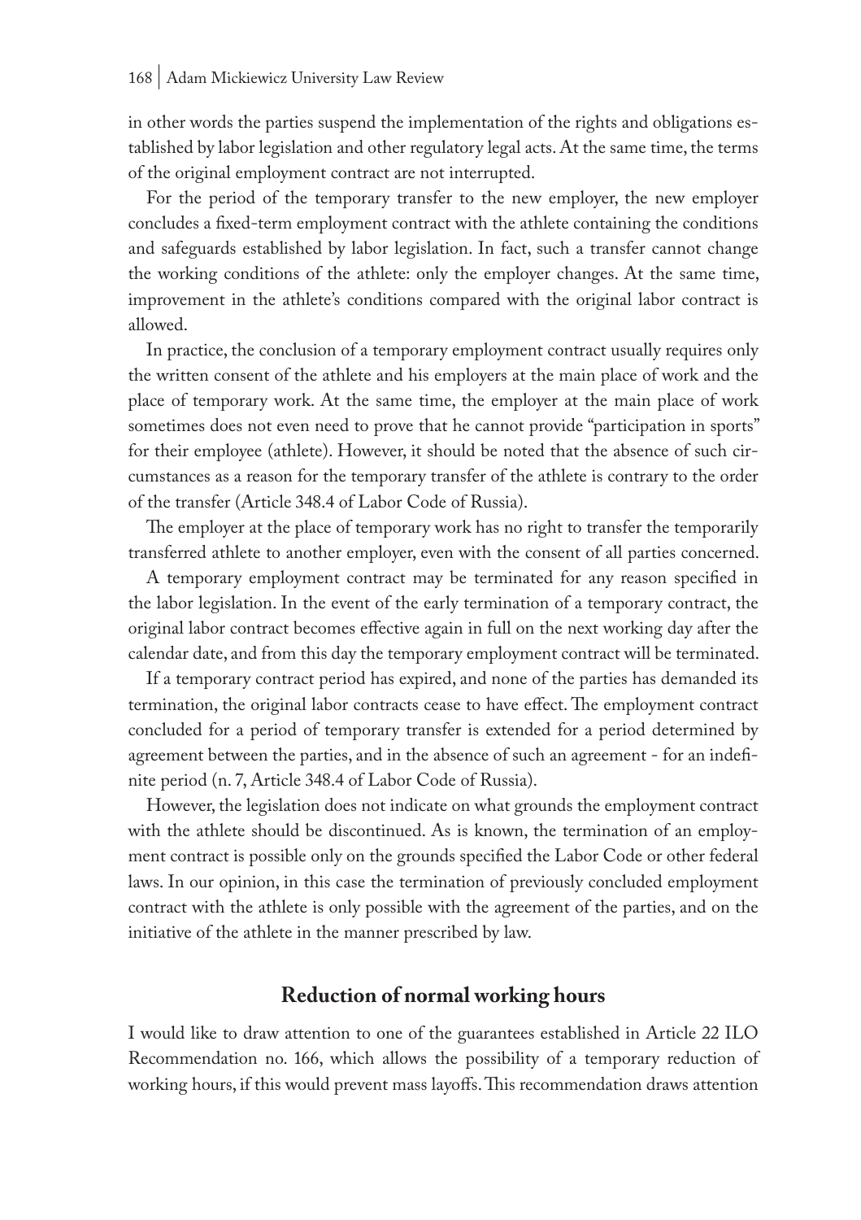in other words the parties suspend the implementation of the rights and obligations established by labor legislation and other regulatory legal acts. At the same time, the terms of the original employment contract are not interrupted.

For the period of the temporary transfer to the new employer, the new employer concludes a fixed-term employment contract with the athlete containing the conditions and safeguards established by labor legislation. In fact, such a transfer cannot change the working conditions of the athlete: only the employer changes. At the same time, improvement in the athlete's conditions compared with the original labor contract is allowed.

In practice, the conclusion of a temporary employment contract usually requires only the written consent of the athlete and his employers at the main place of work and the place of temporary work. At the same time, the employer at the main place of work sometimes does not even need to prove that he cannot provide "participation in sports" for their employee (athlete). However, it should be noted that the absence of such circumstances as a reason for the temporary transfer of the athlete is contrary to the order of the transfer (Article 348.4 of Labor Code of Russia).

The employer at the place of temporary work has no right to transfer the temporarily transferred athlete to another employer, even with the consent of all parties concerned.

A temporary employment contract may be terminated for any reason specified in the labor legislation. In the event of the early termination of a temporary contract, the original labor contract becomes effective again in full on the next working day after the calendar date, and from this day the temporary employment contract will be terminated.

If a temporary contract period has expired, and none of the parties has demanded its termination, the original labor contracts cease to have effect. The employment contract concluded for a period of temporary transfer is extended for a period determined by agreement between the parties, and in the absence of such an agreement - for an indefinite period (n. 7, Article 348.4 of Labor Code of Russia).

However, the legislation does not indicate on what grounds the employment contract with the athlete should be discontinued. As is known, the termination of an employment contract is possible only on the grounds specified the Labor Code or other federal laws. In our opinion, in this case the termination of previously concluded employment contract with the athlete is only possible with the agreement of the parties, and on the initiative of the athlete in the manner prescribed by law.

## Reduction of normal working hours

I would like to draw attention to one of the guarantees established in Article 22 ILO Recommendation no. 166, which allows the possibility of a temporary reduction of working hours, if this would prevent mass layoffs. This recommendation draws attention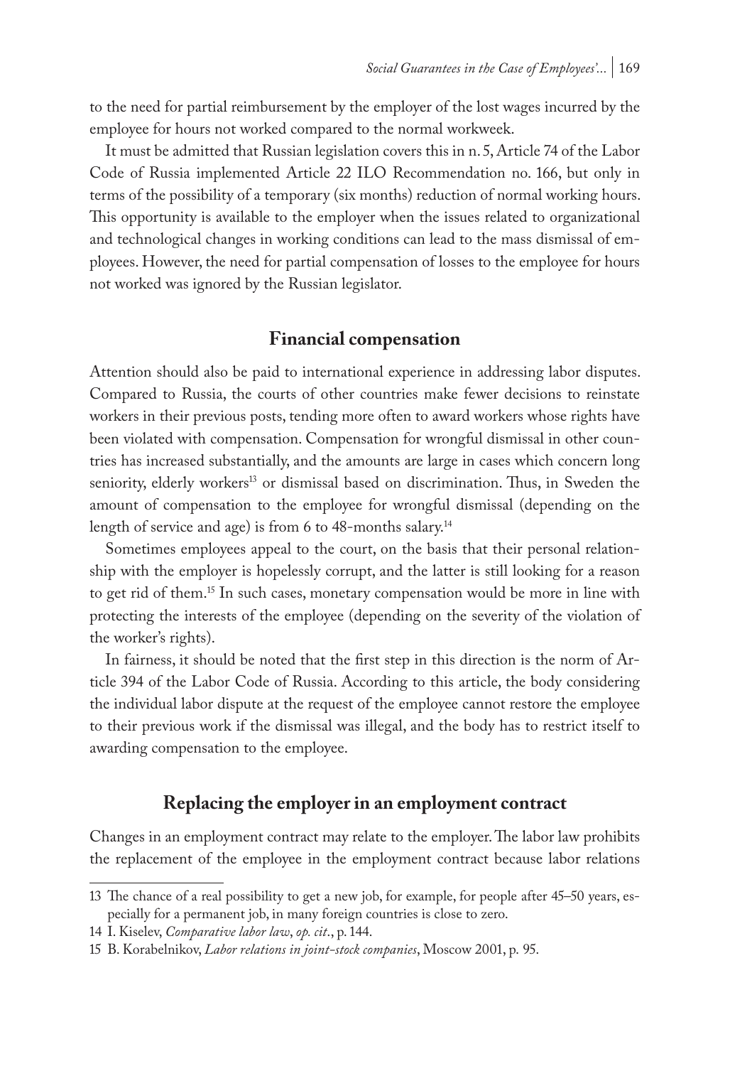to the need for partial reimbursement by the employer of the lost wages incurred by the employee for hours not worked compared to the normal workweek.

It must be admitted that Russian legislation covers this in n. 5, Article 74 of the Labor Code of Russia implemented Article 22 ILO Recommendation no. 166, but only in terms of the possibility of a temporary (six months) reduction of normal working hours. This opportunity is available to the employer when the issues related to organizational and technological changes in working conditions can lead to the mass dismissal of employees. However, the need for partial compensation of losses to the employee for hours not worked was ignored by the Russian legislator.

## Financial compensation

Attention should also be paid to international experience in addressing labor disputes. Compared to Russia, the courts of other countries make fewer decisions to reinstate workers in their previous posts, tending more often to award workers whose rights have been violated with compensation. Compensation for wrongful dismissal in other countries has increased substantially, and the amounts are large in cases which concern long seniority, elderly workers[13] or dismissal based on discrimination. Thus, in Sweden the amount of compensation to the employee for wrongful dismissal (depending on the length of service and age) is from 6 to 48-months salary.[14]

Sometimes employees appeal to the court, on the basis that their personal relationship with the employer is hopelessly corrupt, and the latter is still looking for a reason to get rid of them.[15] In such cases, monetary compensation would be more in line with protecting the interests of the employee (depending on the severity of the violation of the worker's rights).

In fairness, it should be noted that the first step in this direction is the norm of Article 394 of the Labor Code of Russia. According to this article, the body considering the individual labor dispute at the request of the employee cannot restore the employee to their previous work if the dismissal was illegal, and the body has to restrict itself to awarding compensation to the employee.

## Replacing the employer in an employment contract

Changes in an employment contract may relate to the employer. The labor law prohibits the replacement of the employee in the employment contract because labor relations

---

13 The chance of a real possibility to get a new job, for example, for people after 45–50 years, especially for a permanent job, in many foreign countries is close to zero.

14 I. Kiselev, *Comparative labor law*, *op. cit*., p. 144.

15 B. Korabelnikov, *Labor relations in joint-stock companies*, Moscow 2001, p. 95.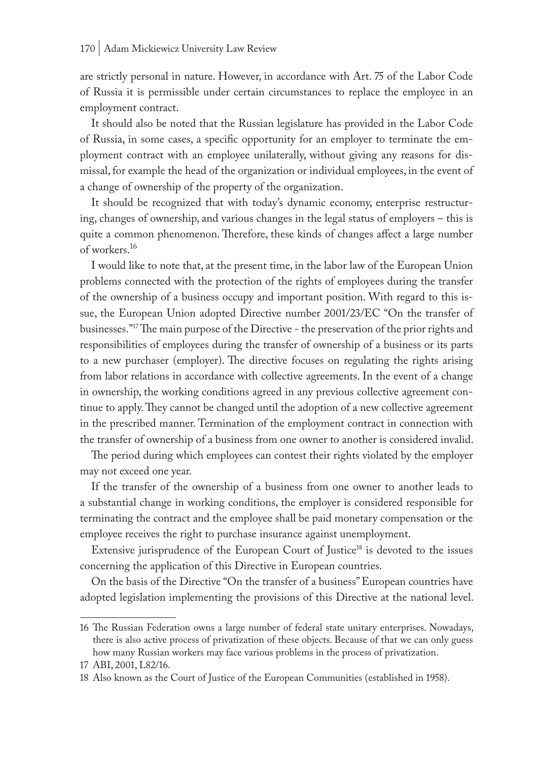are strictly personal in nature. However, in accordance with Art. 75 of the Labor Code of Russia it is permissible under certain circumstances to replace the employee in an employment contract.

It should also be noted that the Russian legislature has provided in the Labor Code of Russia, in some cases, a specific opportunity for an employer to terminate the employment contract with an employee unilaterally, without giving any reasons for dismissal, for example the head of the organization or individual employees, in the event of a change of ownership of the property of the organization.

It should be recognized that with today's dynamic economy, enterprise restructuring, changes of ownership, and various changes in the legal status of employers – this is quite a common phenomenon. Therefore, these kinds of changes affect a large number of workers.[16]

I would like to note that, at the present time, in the labor law of the European Union problems connected with the protection of the rights of employees during the transfer of the ownership of a business occupy and important position. With regard to this issue, the European Union adopted Directive number 2001/23/EC "On the transfer of businesses."[17] The main purpose of the Directive - the preservation of the prior rights and responsibilities of employees during the transfer of ownership of a business or its parts to a new purchaser (employer). The directive focuses on regulating the rights arising from labor relations in accordance with collective agreements. In the event of a change in ownership, the working conditions agreed in any previous collective agreement continue to apply. They cannot be changed until the adoption of a new collective agreement in the prescribed manner. Termination of the employment contract in connection with the transfer of ownership of a business from one owner to another is considered invalid.

The period during which employees can contest their rights violated by the employer may not exceed one year.

If the transfer of the ownership of a business from one owner to another leads to a substantial change in working conditions, the employer is considered responsible for terminating the contract and the employee shall be paid monetary compensation or the employee receives the right to purchase insurance against unemployment.

Extensive jurisprudence of the European Court of Justice[18] is devoted to the issues concerning the application of this Directive in European countries.

On the basis of the Directive "On the transfer of a business" European countries have adopted legislation implementing the provisions of this Directive at the national level.

---

16 The Russian Federation owns a large number of federal state unitary enterprises. Nowadays, there is also active process of privatization of these objects. Because of that we can only guess how many Russian workers may face various problems in the process of privatization.

17 ABI, 2001, L82/16.

18 Also known as the Court of Justice of the European Communities (established in 1958).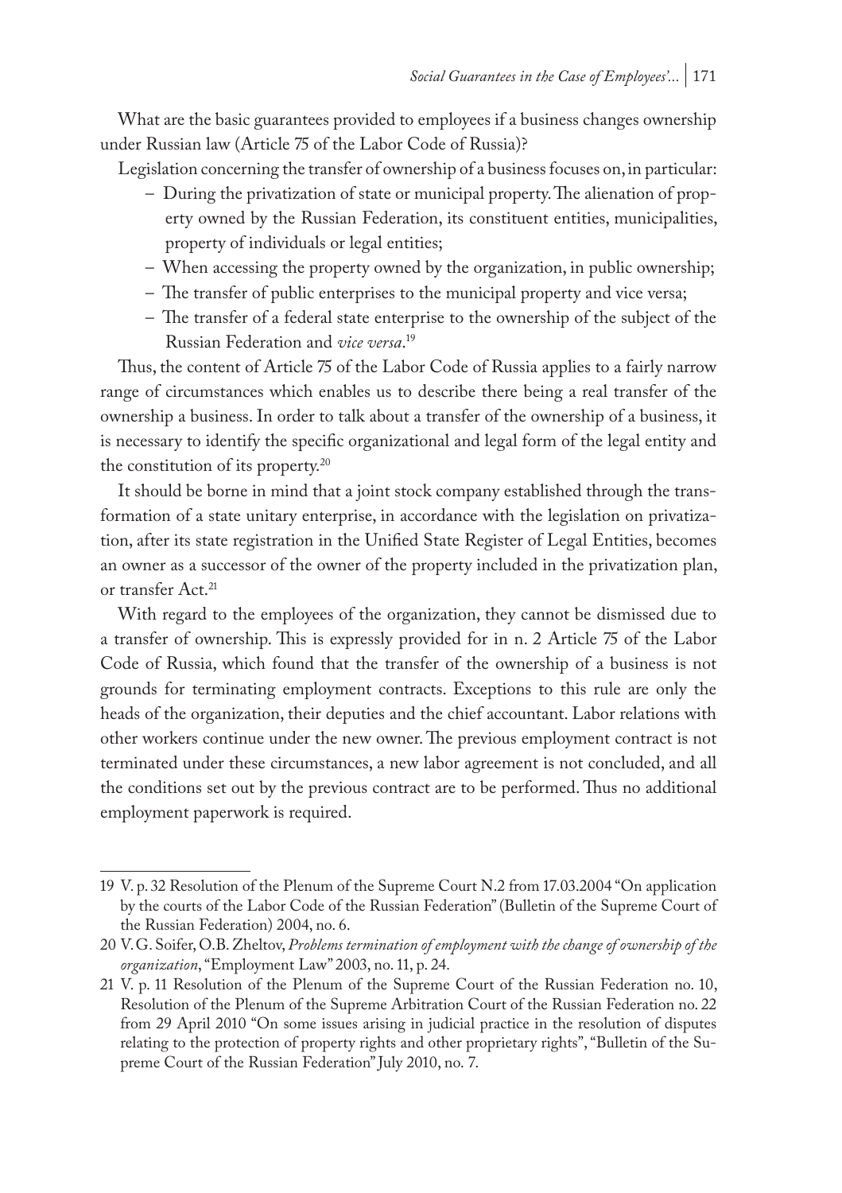What are the basic guarantees provided to employees if a business changes ownership under Russian law (Article 75 of the Labor Code of Russia)?

Legislation concerning the transfer of ownership of a business focuses on, in particular:

- During the privatization of state or municipal property. The alienation of property owned by the Russian Federation, its constituent entities, municipalities, property of individuals or legal entities;
- When accessing the property owned by the organization, in public ownership;
- The transfer of public enterprises to the municipal property and vice versa;
- The transfer of a federal state enterprise to the ownership of the subject of the Russian Federation and *vice versa*.[19]

Thus, the content of Article 75 of the Labor Code of Russia applies to a fairly narrow range of circumstances which enables us to describe there being a real transfer of the ownership a business. In order to talk about a transfer of the ownership of a business, it is necessary to identify the specific organizational and legal form of the legal entity and the constitution of its property.[20]

It should be borne in mind that a joint stock company established through the transformation of a state unitary enterprise, in accordance with the legislation on privatization, after its state registration in the Unified State Register of Legal Entities, becomes an owner as a successor of the owner of the property included in the privatization plan, or transfer Act.[21]

With regard to the employees of the organization, they cannot be dismissed due to a transfer of ownership. This is expressly provided for in n. 2 Article 75 of the Labor Code of Russia, which found that the transfer of the ownership of a business is not grounds for terminating employment contracts. Exceptions to this rule are only the heads of the organization, their deputies and the chief accountant. Labor relations with other workers continue under the new owner. The previous employment contract is not terminated under these circumstances, a new labor agreement is not concluded, and all the conditions set out by the previous contract are to be performed. Thus no additional employment paperwork is required.

---

19 V. p. 32 Resolution of the Plenum of the Supreme Court N.2 from 17.03.2004 "On application by the courts of the Labor Code of the Russian Federation" (Bulletin of the Supreme Court of the Russian Federation) 2004, no. 6.

20 V.G. Soifer, O.B. Zheltov, *Problems termination of employment with the change of ownership of the organization*, "Employment Law" 2003, no. 11, p. 24.

21 V. p. 11 Resolution of the Plenum of the Supreme Court of the Russian Federation no. 10, Resolution of the Plenum of the Supreme Arbitration Court of the Russian Federation no. 22 from 29 April 2010 "On some issues arising in judicial practice in the resolution of disputes relating to the protection of property rights and other proprietary rights", "Bulletin of the Supreme Court of the Russian Federation" July 2010, no. 7.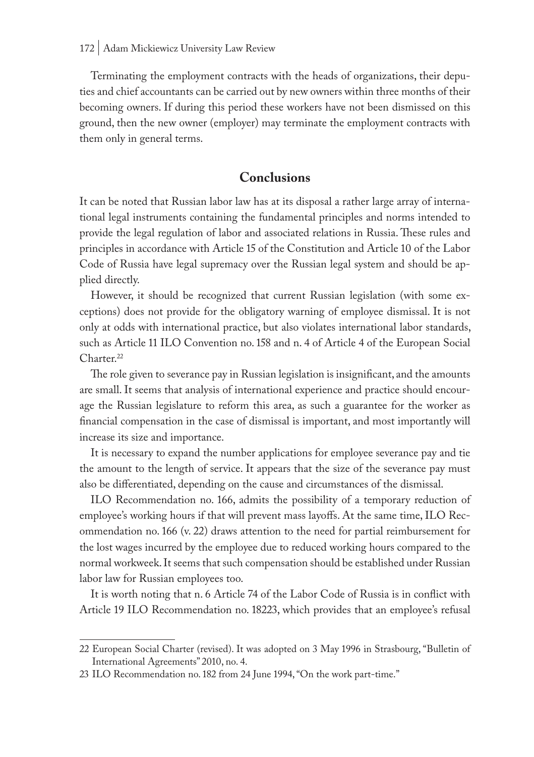Terminating the employment contracts with the heads of organizations, their deputies and chief accountants can be carried out by new owners within three months of their becoming owners. If during this period these workers have not been dismissed on this ground, then the new owner (employer) may terminate the employment contracts with them only in general terms.

## Conclusions

It can be noted that Russian labor law has at its disposal a rather large array of international legal instruments containing the fundamental principles and norms intended to provide the legal regulation of labor and associated relations in Russia. These rules and principles in accordance with Article 15 of the Constitution and Article 10 of the Labor Code of Russia have legal supremacy over the Russian legal system and should be applied directly.

However, it should be recognized that current Russian legislation (with some exceptions) does not provide for the obligatory warning of employee dismissal. It is not only at odds with international practice, but also violates international labor standards, such as Article 11 ILO Convention no. 158 and n. 4 of Article 4 of the European Social Charter.[22]

The role given to severance pay in Russian legislation is insignificant, and the amounts are small. It seems that analysis of international experience and practice should encourage the Russian legislature to reform this area, as such a guarantee for the worker as financial compensation in the case of dismissal is important, and most importantly will increase its size and importance.

It is necessary to expand the number applications for employee severance pay and tie the amount to the length of service. It appears that the size of the severance pay must also be differentiated, depending on the cause and circumstances of the dismissal.

ILO Recommendation no. 166, admits the possibility of a temporary reduction of employee's working hours if that will prevent mass layoffs. At the same time, ILO Recommendation no. 166 (v. 22) draws attention to the need for partial reimbursement for the lost wages incurred by the employee due to reduced working hours compared to the normal workweek. It seems that such compensation should be established under Russian labor law for Russian employees too.

It is worth noting that n. 6 Article 74 of the Labor Code of Russia is in conflict with Article 19 ILO Recommendation no. 182[23], which provides that an employee's refusal

---

22 European Social Charter (revised). It was adopted on 3 May 1996 in Strasbourg, "Bulletin of International Agreements" 2010, no. 4.

23 ILO Recommendation no. 182 from 24 June 1994, "On the work part-time."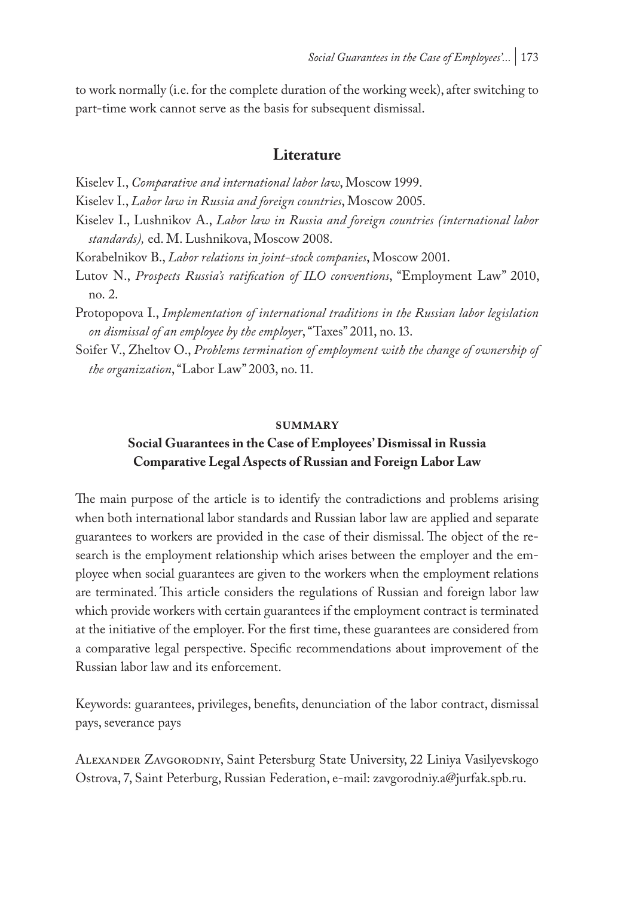to work normally (i.e. for the complete duration of the working week), after switching to part-time work cannot serve as the basis for subsequent dismissal.

## Literature

Kiselev I., *Comparative and international labor law*, Moscow 1999.

Kiselev I., *Labor law in Russia and foreign countries*, Moscow 2005.

Kiselev I., Lushnikov A., *Labor law in Russia and foreign countries (international labor standards),* ed. M. Lushnikova, Moscow 2008.

Korabelnikov B., *Labor relations in joint-stock companies*, Moscow 2001.

Lutov N., *Prospects Russia's ratification of ILO conventions*, "Employment Law" 2010, no. 2.

Protopopova I., *Implementation of international traditions in the Russian labor legislation on dismissal of an employee by the employer*, "Taxes" 2011, no. 13.

Soifer V., Zheltov O., *Problems termination of employment with the change of ownership of the organization*, "Labor Law" 2003, no. 11.

### SUMMARY

**Social Guarantees in the Case of Employees' Dismissal in Russia Comparative Legal Aspects of Russian and Foreign Labor Law**

The main purpose of the article is to identify the contradictions and problems arising when both international labor standards and Russian labor law are applied and separate guarantees to workers are provided in the case of their dismissal. The object of the research is the employment relationship which arises between the employer and the employee when social guarantees are given to the workers when the employment relations are terminated. This article considers the regulations of Russian and foreign labor law which provide workers with certain guarantees if the employment contract is terminated at the initiative of the employer. For the first time, these guarantees are considered from a comparative legal perspective. Specific recommendations about improvement of the Russian labor law and its enforcement.

Keywords: guarantees, privileges, benefits, denunciation of the labor contract, dismissal pays, severance pays

Alexander Zavgorodniy, Saint Petersburg State University, 22 Liniya Vasilyevskogo Ostrova, 7, Saint Peterburg, Russian Federation, e-mail: zavgorodniy.a@jurfak.spb.ru.